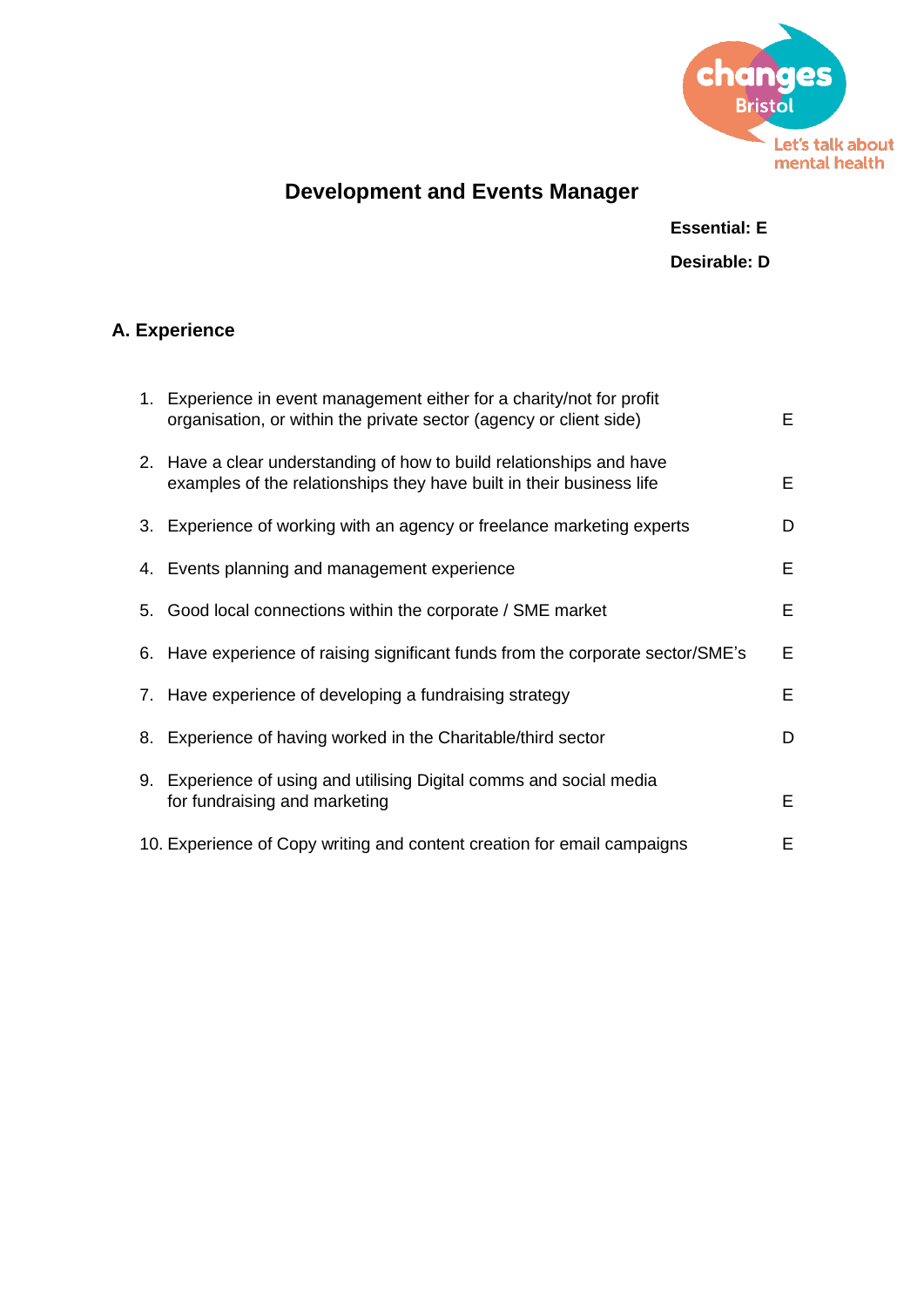# Development and Events Manager

**Essential: E**

**Desirable: D**

## A. Experience

| | Requirement | |
|---|---|---|
| 1. | Experience in event management either for a charity/not for profit organisation, or within the private sector (agency or client side) | E |
| 2. | Have a clear understanding of how to build relationships and have examples of the relationships they have built in their business life | E |
| 3. | Experience of working with an agency or freelance marketing experts | D |
| 4. | Events planning and management experience | E |
| 5. | Good local connections within the corporate / SME market | E |
| 6. | Have experience of raising significant funds from the corporate sector/SME's | E |
| 7. | Have experience of developing a fundraising strategy | E |
| 8. | Experience of having worked in the Charitable/third sector | D |
| 9. | Experience of using and utilising Digital comms and social media for fundraising and marketing | E |
| 10. | Experience of Copy writing and content creation for email campaigns | E |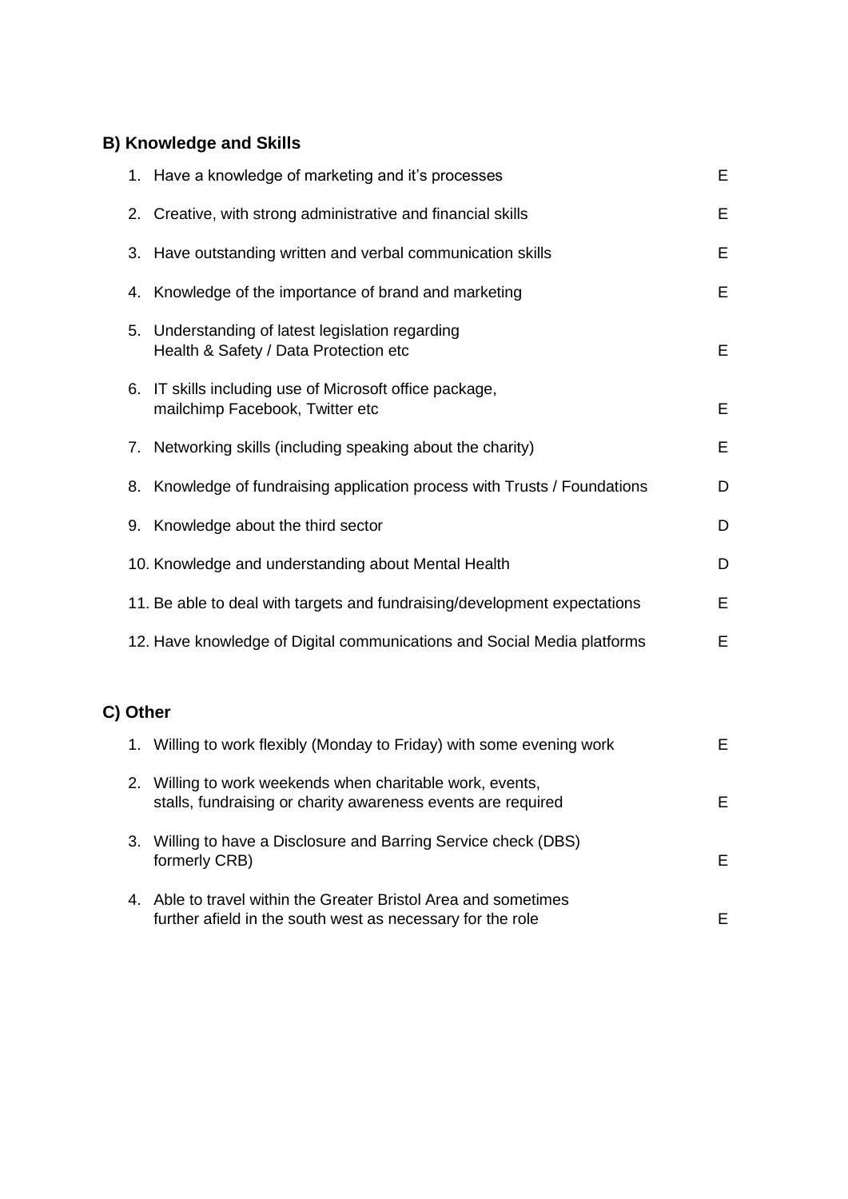### B) Knowledge and Skills

| | | |
|---|---|---|
| 1. | Have a knowledge of marketing and it's processes | E |
| 2. | Creative, with strong administrative and financial skills | E |
| 3. | Have outstanding written and verbal communication skills | E |
| 4. | Knowledge of the importance of brand and marketing | E |
| 5. | Understanding of latest legislation regarding Health & Safety / Data Protection etc | E |
| 6. | IT skills including use of Microsoft office package, mailchimp Facebook, Twitter etc | E |
| 7. | Networking skills (including speaking about the charity) | E |
| 8. | Knowledge of fundraising application process with Trusts / Foundations | D |
| 9. | Knowledge about the third sector | D |
| 10. | Knowledge and understanding about Mental Health | D |
| 11. | Be able to deal with targets and fundraising/development expectations | E |
| 12. | Have knowledge of Digital communications and Social Media platforms | E |

### C) Other

| | | |
|---|---|---|
| 1. | Willing to work flexibly (Monday to Friday) with some evening work | E |
| 2. | Willing to work weekends when charitable work, events, stalls, fundraising or charity awareness events are required | E |
| 3. | Willing to have a Disclosure and Barring Service check (DBS) formerly CRB) | E |
| 4. | Able to travel within the Greater Bristol Area and sometimes further afield in the south west as necessary for the role | E |